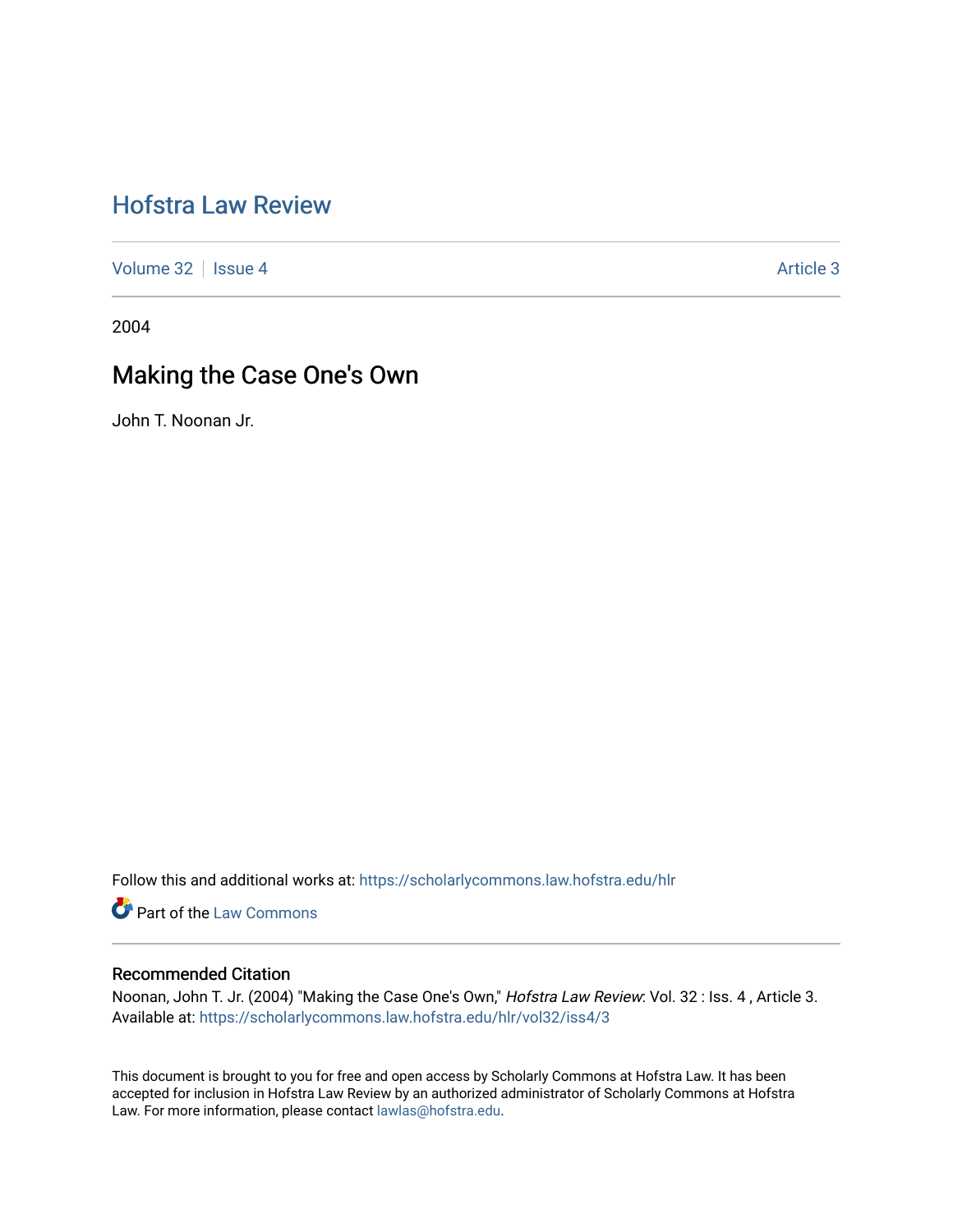# Hofstra Law Review

Volume 32 | Issue 4 | Article 3

2004

## Making the Case One's Own

John T. Noonan Jr.

Follow this and additional works at: https://scholarlycommons.law.hofstra.edu/hlr

Part of the Law Commons

### Recommended Citation

Noonan, John T. Jr. (2004) "Making the Case One's Own," *Hofstra Law Review*: Vol. 32 : Iss. 4 , Article 3.
Available at: https://scholarlycommons.law.hofstra.edu/hlr/vol32/iss4/3

This document is brought to you for free and open access by Scholarly Commons at Hofstra Law. It has been accepted for inclusion in Hofstra Law Review by an authorized administrator of Scholarly Commons at Hofstra Law. For more information, please contact lawlas@hofstra.edu.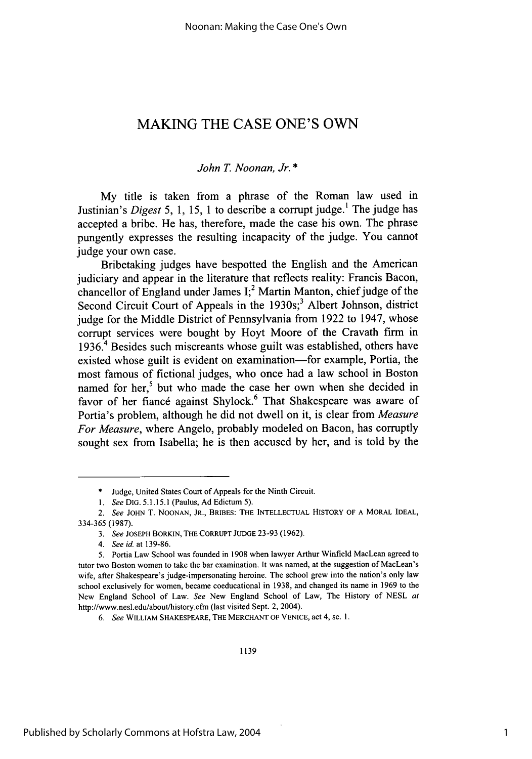# MAKING THE CASE ONE'S OWN

*John T. Noonan, Jr.* *

My title is taken from a phrase of the Roman law used in Justinian's *Digest* 5, 1, 15, 1 to describe a corrupt judge.[1] The judge has accepted a bribe. He has, therefore, made the case his own. The phrase pungently expresses the resulting incapacity of the judge. You cannot judge your own case.

Bribetaking judges have bespotted the English and the American judiciary and appear in the literature that reflects reality: Francis Bacon, chancellor of England under James I;[2] Martin Manton, chief judge of the Second Circuit Court of Appeals in the 1930s;[3] Albert Johnson, district judge for the Middle District of Pennsylvania from 1922 to 1947, whose corrupt services were bought by Hoyt Moore of the Cravath firm in 1936.[4] Besides such miscreants whose guilt was established, others have existed whose guilt is evident on examination—for example, Portia, the most famous of fictional judges, who once had a law school in Boston named for her,[5] but who made the case her own when she decided in favor of her fiancé against Shylock.[6] That Shakespeare was aware of Portia's problem, although he did not dwell on it, is clear from *Measure For Measure*, where Angelo, probably modeled on Bacon, has corruptly sought sex from Isabella; he is then accused by her, and is told by the

---

\* Judge, United States Court of Appeals for the Ninth Circuit.

1. *See* DIG. 5.1.15.1 (Paulus, Ad Edictum 5).

2. *See* JOHN T. NOONAN, JR., BRIBES: THE INTELLECTUAL HISTORY OF A MORAL IDEAL, 334-365 (1987).

3. *See* JOSEPH BORKIN, THE CORRUPT JUDGE 23-93 (1962).

4. *See id.* at 139-86.

5. Portia Law School was founded in 1908 when lawyer Arthur Winfield MacLean agreed to tutor two Boston women to take the bar examination. It was named, at the suggestion of MacLean's wife, after Shakespeare's judge-impersonating heroine. The school grew into the nation's only law school exclusively for women, became coeducational in 1938, and changed its name in 1969 to the New England School of Law. *See* New England School of Law, The History of NESL *at* http://www.nesl.edu/about/history.cfm (last visited Sept. 2, 2004).

6. *See* WILLIAM SHAKESPEARE, THE MERCHANT OF VENICE, act 4, sc. 1.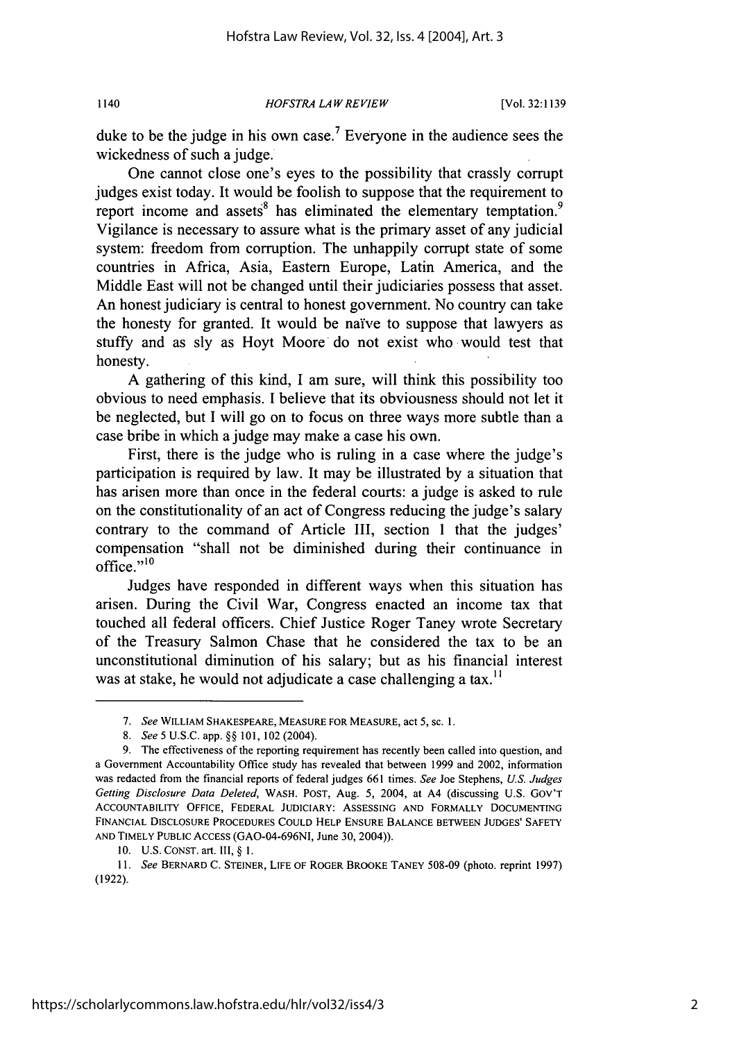duke to be the judge in his own case.[7] Everyone in the audience sees the wickedness of such a judge.

One cannot close one's eyes to the possibility that crassly corrupt judges exist today. It would be foolish to suppose that the requirement to report income and assets[8] has eliminated the elementary temptation.[9] Vigilance is necessary to assure what is the primary asset of any judicial system: freedom from corruption. The unhappily corrupt state of some countries in Africa, Asia, Eastern Europe, Latin America, and the Middle East will not be changed until their judiciaries possess that asset. An honest judiciary is central to honest government. No country can take the honesty for granted. It would be naïve to suppose that lawyers as stuffy and as sly as Hoyt Moore do not exist who would test that honesty.

A gathering of this kind, I am sure, will think this possibility too obvious to need emphasis. I believe that its obviousness should not let it be neglected, but I will go on to focus on three ways more subtle than a case bribe in which a judge may make a case his own.

First, there is the judge who is ruling in a case where the judge's participation is required by law. It may be illustrated by a situation that has arisen more than once in the federal courts: a judge is asked to rule on the constitutionality of an act of Congress reducing the judge's salary contrary to the command of Article III, section 1 that the judges' compensation "shall not be diminished during their continuance in office."[10]

Judges have responded in different ways when this situation has arisen. During the Civil War, Congress enacted an income tax that touched all federal officers. Chief Justice Roger Taney wrote Secretary of the Treasury Salmon Chase that he considered the tax to be an unconstitutional diminution of his salary; but as his financial interest was at stake, he would not adjudicate a case challenging a tax.[11]

---

7. *See* WILLIAM SHAKESPEARE, MEASURE FOR MEASURE, act 5, sc. 1.

8. *See* 5 U.S.C. app. §§ 101, 102 (2004).

9. The effectiveness of the reporting requirement has recently been called into question, and a Government Accountability Office study has revealed that between 1999 and 2002, information was redacted from the financial reports of federal judges 661 times. *See* Joe Stephens, *U.S. Judges Getting Disclosure Data Deleted*, WASH. POST, Aug. 5, 2004, at A4 (discussing U.S. GOV'T ACCOUNTABILITY OFFICE, FEDERAL JUDICIARY: ASSESSING AND FORMALLY DOCUMENTING FINANCIAL DISCLOSURE PROCEDURES COULD HELP ENSURE BALANCE BETWEEN JUDGES' SAFETY AND TIMELY PUBLIC ACCESS (GAO-04-696NI, June 30, 2004)).

10. U.S. CONST. art. III, § 1.

11. *See* BERNARD C. STEINER, LIFE OF ROGER BROOKE TANEY 508-09 (photo. reprint 1997) (1922).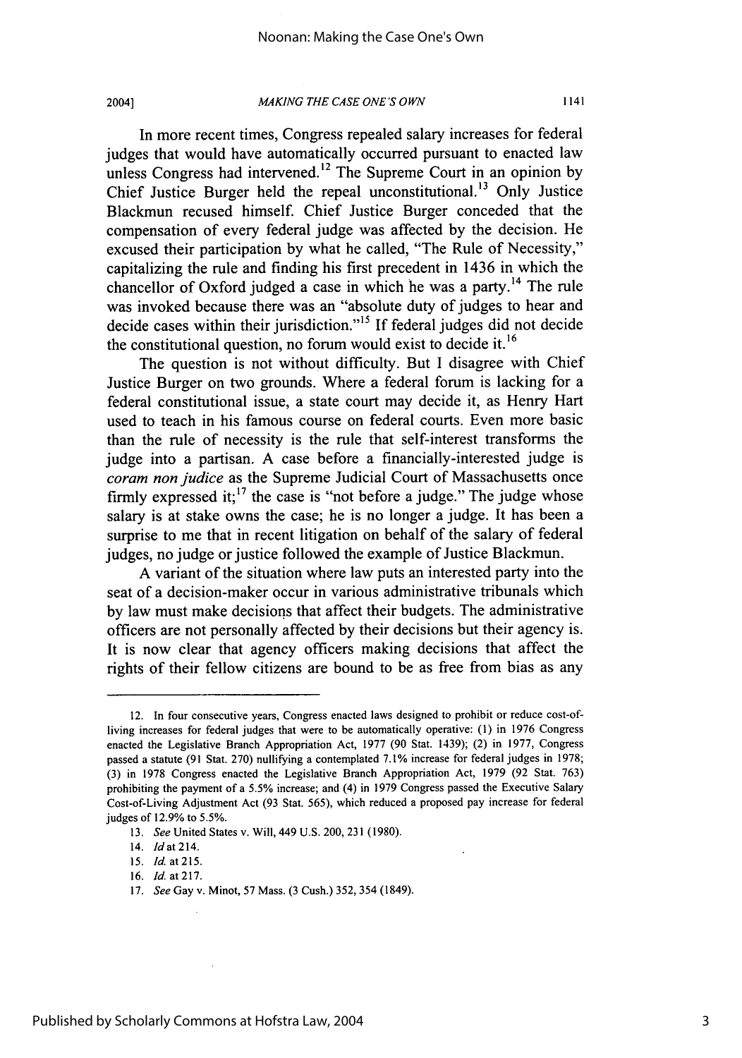In more recent times, Congress repealed salary increases for federal judges that would have automatically occurred pursuant to enacted law unless Congress had intervened.[12] The Supreme Court in an opinion by Chief Justice Burger held the repeal unconstitutional.[13] Only Justice Blackmun recused himself. Chief Justice Burger conceded that the compensation of every federal judge was affected by the decision. He excused their participation by what he called, "The Rule of Necessity," capitalizing the rule and finding his first precedent in 1436 in which the chancellor of Oxford judged a case in which he was a party.[14] The rule was invoked because there was an "absolute duty of judges to hear and decide cases within their jurisdiction."[15] If federal judges did not decide the constitutional question, no forum would exist to decide it.[16]

The question is not without difficulty. But I disagree with Chief Justice Burger on two grounds. Where a federal forum is lacking for a federal constitutional issue, a state court may decide it, as Henry Hart used to teach in his famous course on federal courts. Even more basic than the rule of necessity is the rule that self-interest transforms the judge into a partisan. A case before a financially-interested judge is *coram non judice* as the Supreme Judicial Court of Massachusetts once firmly expressed it;[17] the case is "not before a judge." The judge whose salary is at stake owns the case; he is no longer a judge. It has been a surprise to me that in recent litigation on behalf of the salary of federal judges, no judge or justice followed the example of Justice Blackmun.

A variant of the situation where law puts an interested party into the seat of a decision-maker occur in various administrative tribunals which by law must make decisions that affect their budgets. The administrative officers are not personally affected by their decisions but their agency is. It is now clear that agency officers making decisions that affect the rights of their fellow citizens are bound to be as free from bias as any

---

12. In four consecutive years, Congress enacted laws designed to prohibit or reduce cost-of-living increases for federal judges that were to be automatically operative: (1) in 1976 Congress enacted the Legislative Branch Appropriation Act, 1977 (90 Stat. 1439); (2) in 1977, Congress passed a statute (91 Stat. 270) nullifying a contemplated 7.1% increase for federal judges in 1978; (3) in 1978 Congress enacted the Legislative Branch Appropriation Act, 1979 (92 Stat. 763) prohibiting the payment of a 5.5% increase; and (4) in 1979 Congress passed the Executive Salary Cost-of-Living Adjustment Act (93 Stat. 565), which reduced a proposed pay increase for federal judges of 12.9% to 5.5%.

13. *See* United States v. Will, 449 U.S. 200, 231 (1980).

14. *Id* at 214.

15. *Id.* at 215.

16. *Id.* at 217.

17. *See* Gay v. Minot, 57 Mass. (3 Cush.) 352, 354 (1849).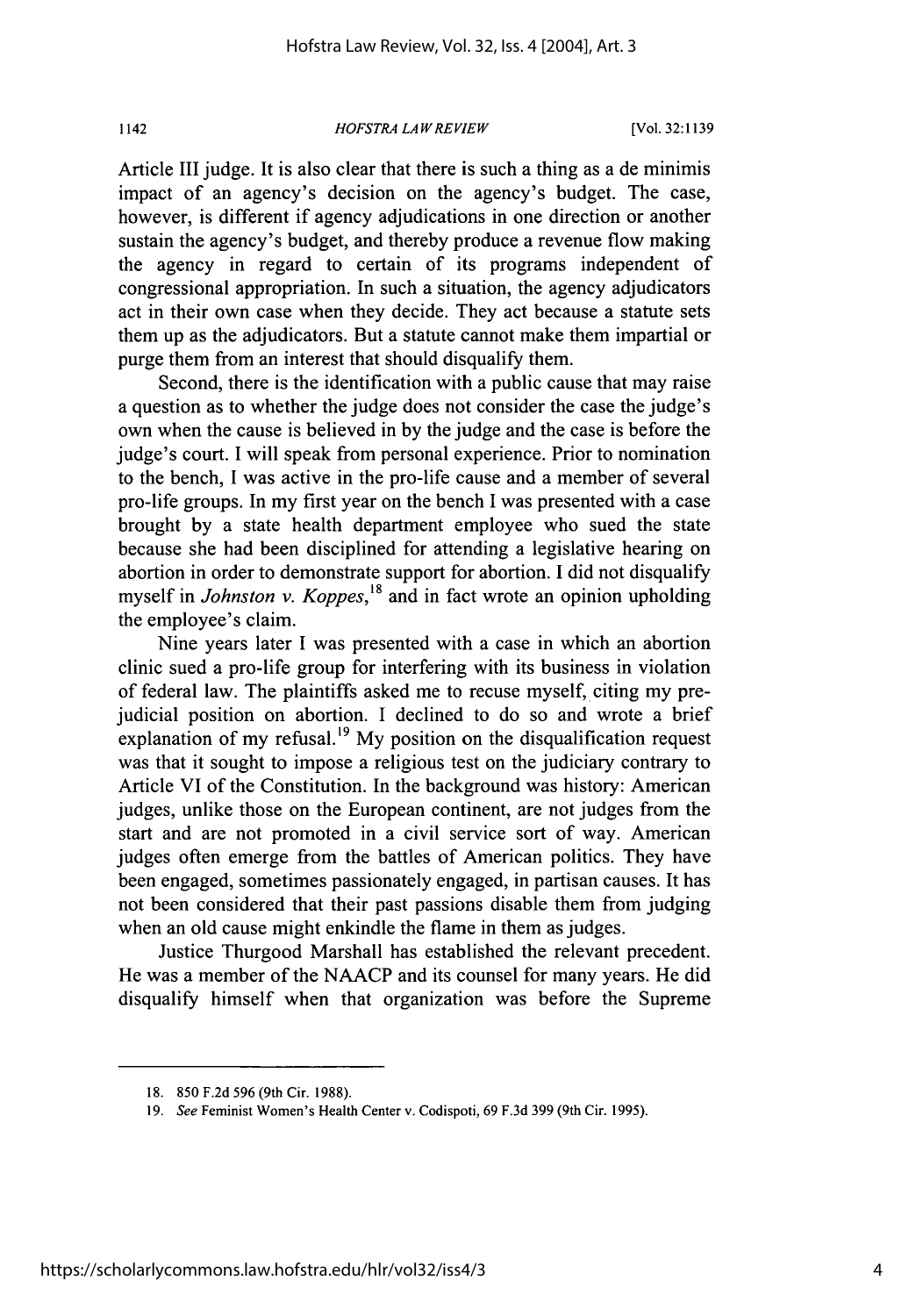Article III judge. It is also clear that there is such a thing as a de minimis impact of an agency's decision on the agency's budget. The case, however, is different if agency adjudications in one direction or another sustain the agency's budget, and thereby produce a revenue flow making the agency in regard to certain of its programs independent of congressional appropriation. In such a situation, the agency adjudicators act in their own case when they decide. They act because a statute sets them up as the adjudicators. But a statute cannot make them impartial or purge them from an interest that should disqualify them.

Second, there is the identification with a public cause that may raise a question as to whether the judge does not consider the case the judge's own when the cause is believed in by the judge and the case is before the judge's court. I will speak from personal experience. Prior to nomination to the bench, I was active in the pro-life cause and a member of several pro-life groups. In my first year on the bench I was presented with a case brought by a state health department employee who sued the state because she had been disciplined for attending a legislative hearing on abortion in order to demonstrate support for abortion. I did not disqualify myself in *Johnston v. Koppes*,[18] and in fact wrote an opinion upholding the employee's claim.

Nine years later I was presented with a case in which an abortion clinic sued a pro-life group for interfering with its business in violation of federal law. The plaintiffs asked me to recuse myself, citing my pre-judicial position on abortion. I declined to do so and wrote a brief explanation of my refusal.[19] My position on the disqualification request was that it sought to impose a religious test on the judiciary contrary to Article VI of the Constitution. In the background was history: American judges, unlike those on the European continent, are not judges from the start and are not promoted in a civil service sort of way. American judges often emerge from the battles of American politics. They have been engaged, sometimes passionately engaged, in partisan causes. It has not been considered that their past passions disable them from judging when an old cause might enkindle the flame in them as judges.

Justice Thurgood Marshall has established the relevant precedent. He was a member of the NAACP and its counsel for many years. He did disqualify himself when that organization was before the Supreme

---

18. 850 F.2d 596 (9th Cir. 1988).

19. *See* Feminist Women's Health Center v. Codispoti, 69 F.3d 399 (9th Cir. 1995).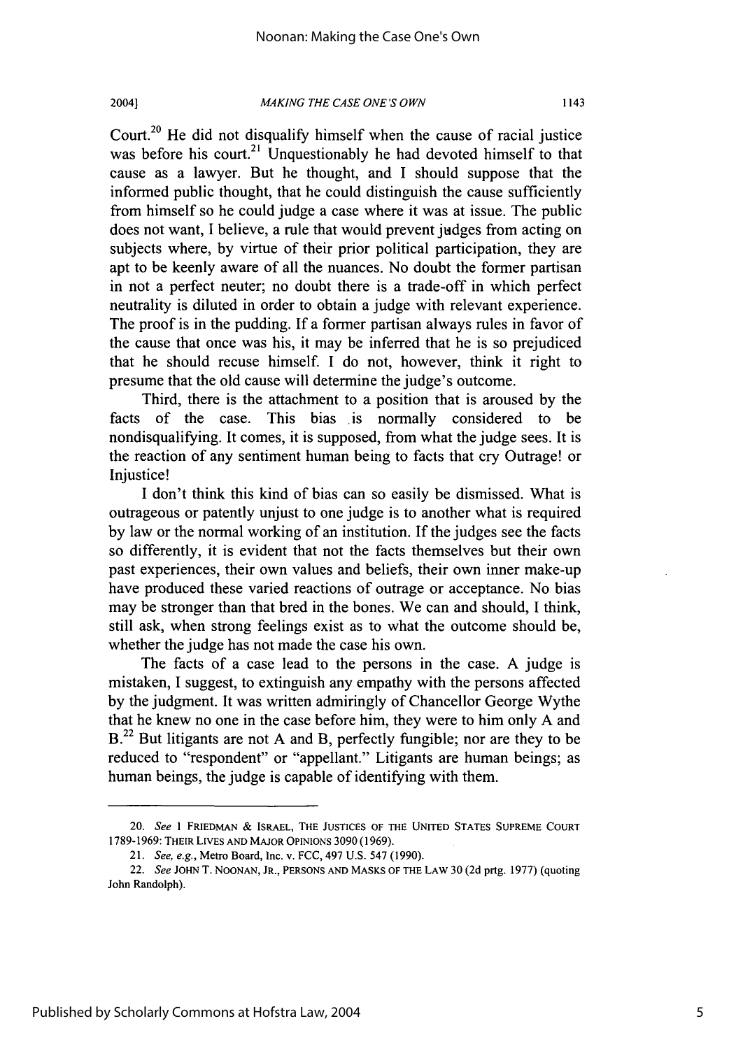Court.[20] He did not disqualify himself when the cause of racial justice was before his court.[21] Unquestionably he had devoted himself to that cause as a lawyer. But he thought, and I should suppose that the informed public thought, that he could distinguish the cause sufficiently from himself so he could judge a case where it was at issue. The public does not want, I believe, a rule that would prevent judges from acting on subjects where, by virtue of their prior political participation, they are apt to be keenly aware of all the nuances. No doubt the former partisan in not a perfect neuter; no doubt there is a trade-off in which perfect neutrality is diluted in order to obtain a judge with relevant experience. The proof is in the pudding. If a former partisan always rules in favor of the cause that once was his, it may be inferred that he is so prejudiced that he should recuse himself. I do not, however, think it right to presume that the old cause will determine the judge's outcome.

Third, there is the attachment to a position that is aroused by the facts of the case. This bias is normally considered to be nondisqualifying. It comes, it is supposed, from what the judge sees. It is the reaction of any sentiment human being to facts that cry Outrage! or Injustice!

I don't think this kind of bias can so easily be dismissed. What is outrageous or patently unjust to one judge is to another what is required by law or the normal working of an institution. If the judges see the facts so differently, it is evident that not the facts themselves but their own past experiences, their own values and beliefs, their own inner make-up have produced these varied reactions of outrage or acceptance. No bias may be stronger than that bred in the bones. We can and should, I think, still ask, when strong feelings exist as to what the outcome should be, whether the judge has not made the case his own.

The facts of a case lead to the persons in the case. A judge is mistaken, I suggest, to extinguish any empathy with the persons affected by the judgment. It was written admiringly of Chancellor George Wythe that he knew no one in the case before him, they were to him only A and B.[22] But litigants are not A and B, perfectly fungible; nor are they to be reduced to "respondent" or "appellant." Litigants are human beings; as human beings, the judge is capable of identifying with them.

---

20. *See* 1 FRIEDMAN & ISRAEL, THE JUSTICES OF THE UNITED STATES SUPREME COURT 1789-1969: THEIR LIVES AND MAJOR OPINIONS 3090 (1969).

21. *See, e.g.*, Metro Board, Inc. v. FCC, 497 U.S. 547 (1990).

22. *See* JOHN T. NOONAN, JR., PERSONS AND MASKS OF THE LAW 30 (2d prtg. 1977) (quoting John Randolph).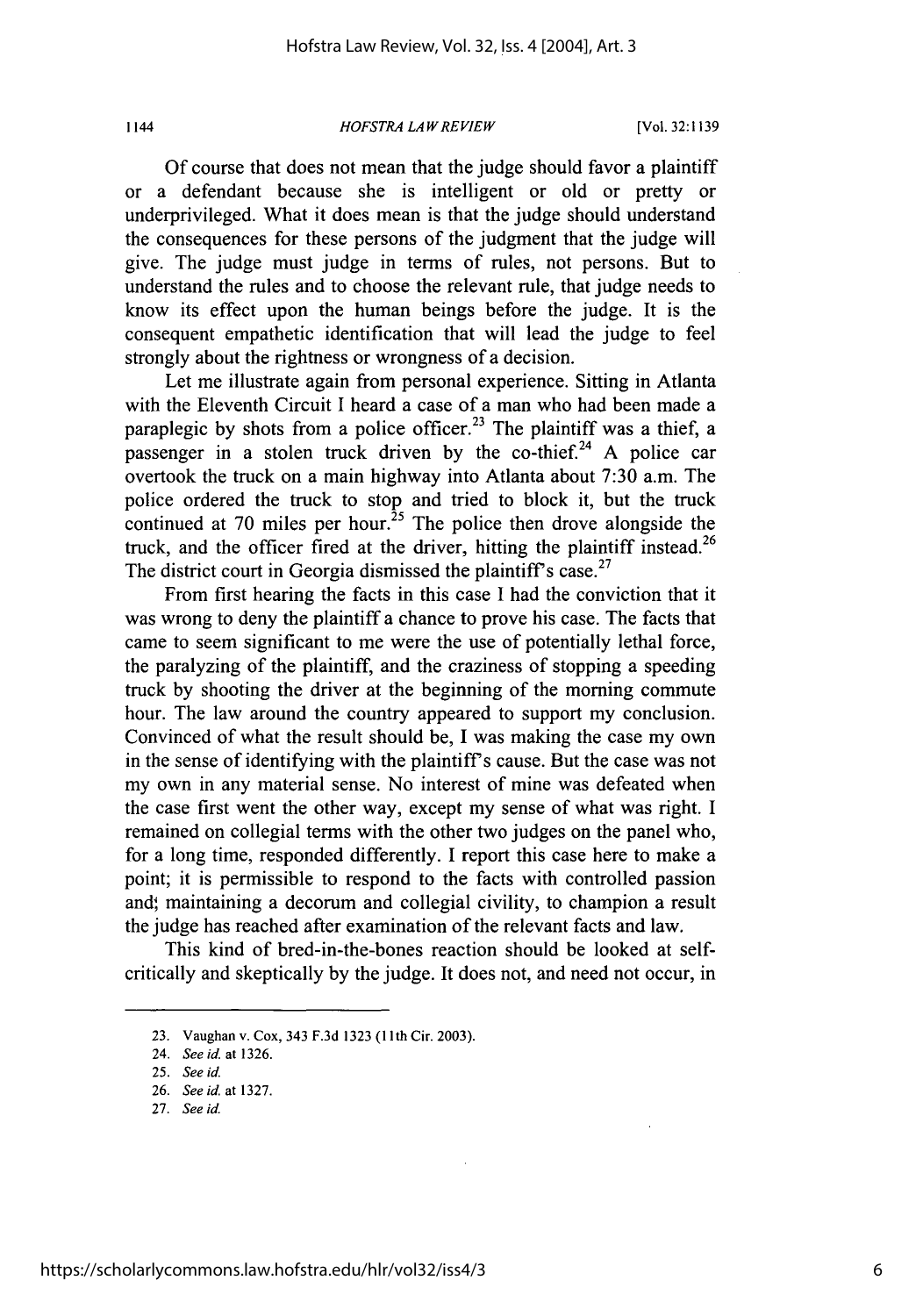Of course that does not mean that the judge should favor a plaintiff or a defendant because she is intelligent or old or pretty or underprivileged. What it does mean is that the judge should understand the consequences for these persons of the judgment that the judge will give. The judge must judge in terms of rules, not persons. But to understand the rules and to choose the relevant rule, that judge needs to know its effect upon the human beings before the judge. It is the consequent empathetic identification that will lead the judge to feel strongly about the rightness or wrongness of a decision.

Let me illustrate again from personal experience. Sitting in Atlanta with the Eleventh Circuit I heard a case of a man who had been made a paraplegic by shots from a police officer.[23] The plaintiff was a thief, a passenger in a stolen truck driven by the co-thief.[24] A police car overtook the truck on a main highway into Atlanta about 7:30 a.m. The police ordered the truck to stop and tried to block it, but the truck continued at 70 miles per hour.[25] The police then drove alongside the truck, and the officer fired at the driver, hitting the plaintiff instead.[26] The district court in Georgia dismissed the plaintiff's case.[27]

From first hearing the facts in this case I had the conviction that it was wrong to deny the plaintiff a chance to prove his case. The facts that came to seem significant to me were the use of potentially lethal force, the paralyzing of the plaintiff, and the craziness of stopping a speeding truck by shooting the driver at the beginning of the morning commute hour. The law around the country appeared to support my conclusion. Convinced of what the result should be, I was making the case my own in the sense of identifying with the plaintiff's cause. But the case was not my own in any material sense. No interest of mine was defeated when the case first went the other way, except my sense of what was right. I remained on collegial terms with the other two judges on the panel who, for a long time, responded differently. I report this case here to make a point; it is permissible to respond to the facts with controlled passion and; maintaining a decorum and collegial civility, to champion a result the judge has reached after examination of the relevant facts and law.

This kind of bred-in-the-bones reaction should be looked at self-critically and skeptically by the judge. It does not, and need not occur, in

---

23. Vaughan v. Cox, 343 F.3d 1323 (11th Cir. 2003).

24. *See id.* at 1326.

25. *See id.*

26. *See id.* at 1327.

27. *See id.*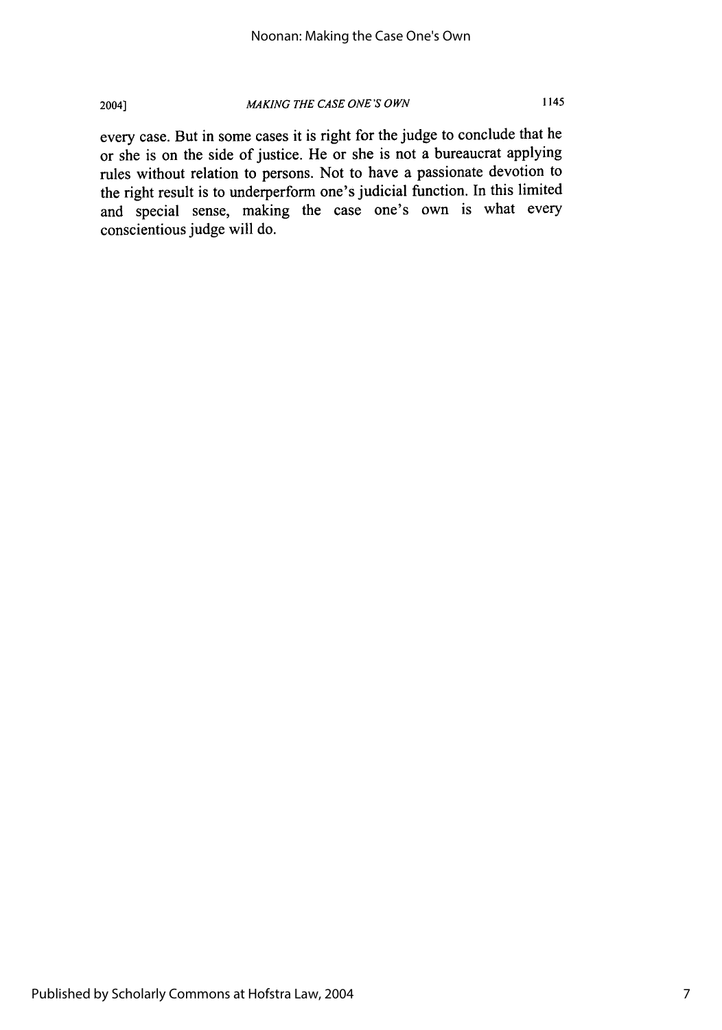every case. But in some cases it is right for the judge to conclude that he or she is on the side of justice. He or she is not a bureaucrat applying rules without relation to persons. Not to have a passionate devotion to the right result is to underperform one's judicial function. In this limited and special sense, making the case one's own is what every conscientious judge will do.